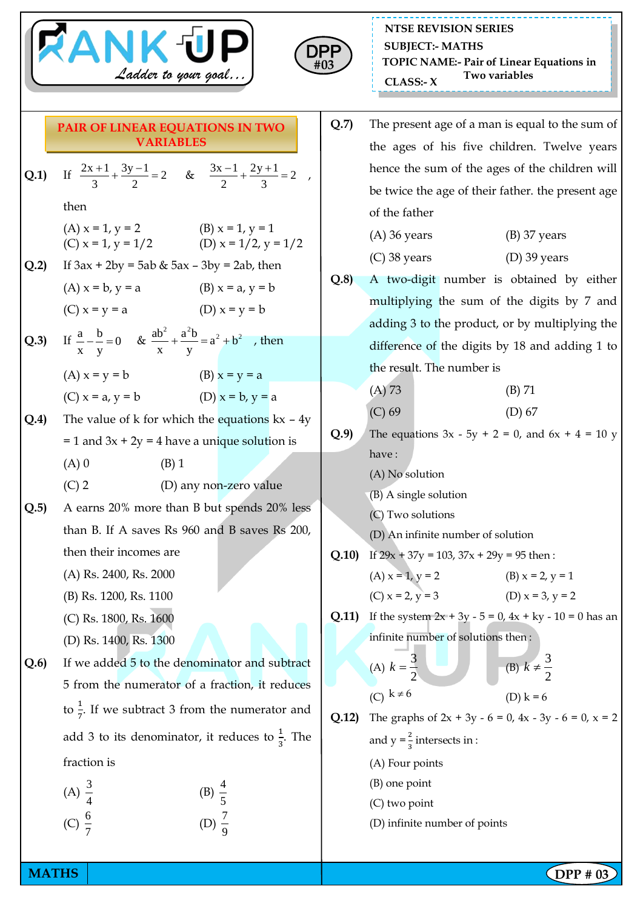NTSE REVISION SERIES
SUBJECT:- MATHS
TOPIC NAME:- Pair of Linear Equations in Two variables
CLASS:- X

DPP #03

## PAIR OF LINEAR EQUATIONS IN TWO VARIABLES

**Q.1)** If $\frac{2x+1}{3}+\frac{3y-1}{2}=2$ & $\frac{3x-1}{2}+\frac{2y+1}{3}=2$ , then

(A) x = 1, y = 2 (B) x = 1, y = 1
(C) x = 1, y = 1/2 (D) x = 1/2, y = 1/2

**Q.2)** If 3ax + 2by = 5ab & 5ax – 3by = 2ab, then

(A) x = b, y = a (B) x = a, y = b
(C) x = y = a (D) x = y = b

**Q.3)** If $\frac{a}{x}-\frac{b}{y}=0$ & $\frac{ab^2}{x}+\frac{a^2b}{y}=a^2+b^2$ , then

(A) x = y = b (B) x = y = a
(C) x = a, y = b (D) x = b, y = a

**Q.4)** The value of k for which the equations kx – 4y = 1 and 3x + 2y = 4 have a unique solution is

(A) 0 (B) 1
(C) 2 (D) any non-zero value

**Q.5)** A earns 20% more than B but spends 20% less than B. If A saves Rs 960 and B saves Rs 200, then their incomes are

(A) Rs. 2400, Rs. 2000
(B) Rs. 1200, Rs. 1100
(C) Rs. 1800, Rs. 1600
(D) Rs. 1400, Rs. 1300

**Q.6)** If we added 5 to the denominator and subtract 5 from the numerator of a fraction, it reduces to $\frac{1}{7}$. If we subtract 3 from the numerator and add 3 to its denominator, it reduces to $\frac{1}{3}$. The fraction is

(A) $\frac{3}{4}$ (B) $\frac{4}{5}$
(C) $\frac{6}{7}$ (D) $\frac{7}{9}$

**Q.7)** The present age of a man is equal to the sum of the ages of his five children. Twelve years hence the sum of the ages of the children will be twice the age of their father. the present age of the father

(A) 36 years (B) 37 years
(C) 38 years (D) 39 years

**Q.8)** A two-digit number is obtained by either multiplying the sum of the digits by 7 and adding 3 to the product, or by multiplying the difference of the digits by 18 and adding 1 to the result. The number is

(A) 73 (B) 71
(C) 69 (D) 67

**Q.9)** The equations 3x - 5y + 2 = 0, and 6x + 4 = 10 y have :

(A) No solution
(B) A single solution
(C) Two solutions
(D) An infinite number of solution

**Q.10)** If 29x + 37y = 103, 37x + 29y = 95 then :

(A) x = 1, y = 2 (B) x = 2, y = 1
(C) x = 2, y = 3 (D) x = 3, y = 2

**Q.11)** If the system 2x + 3y - 5 = 0, 4x + ky - 10 = 0 has an infinite number of solutions then :

(A) $k=\frac{3}{2}$ (B) $k\neq\frac{3}{2}$
(C) $k\neq 6$ (D) k = 6

**Q.12)** The graphs of 2x + 3y - 6 = 0, 4x - 3y - 6 = 0, x = 2 and $y=\frac{2}{3}$ intersects in :

(A) Four points
(B) one point
(C) two point
(D) infinite number of points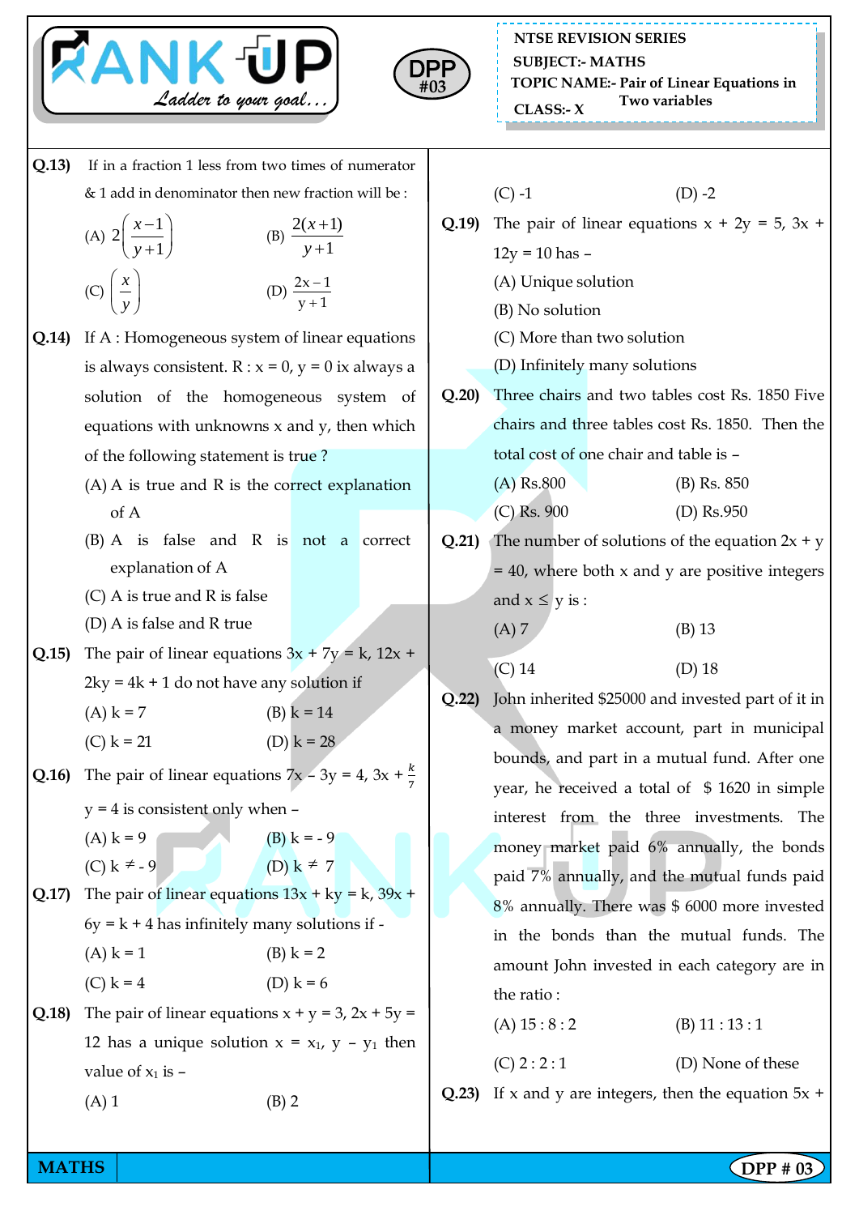**Q.13)** If in a fraction 1 less from two times of numerator & 1 add in denominator then new fraction will be :

(A) $2\left(\frac{x-1}{y+1}\right)$ (B) $\frac{2(x+1)}{y+1}$

(C) $\left(\frac{x}{y}\right)$ (D) $\frac{2x-1}{y+1}$

**Q.14)** If A : Homogeneous system of linear equations is always consistent. R : x = 0, y = 0 ix always a solution of the homogeneous system of equations with unknowns x and y, then which of the following statement is true ?

(A) A is true and R is the correct explanation of A

(B) A is false and R is not a correct explanation of A

(C) A is true and R is false

(D) A is false and R true

**Q.15)** The pair of linear equations 3x + 7y = k, 12x + 2ky = 4k + 1 do not have any solution if

(A) k = 7 (B) k = 14

(C) k = 21 (D) k = 28

**Q.16)** The pair of linear equations 7x – 3y = 4, 3x + $\frac{k}{7}$ y = 4 is consistent only when –

(A) k = 9 (B) k = - 9

(C) k ≠ - 9 (D) k ≠ 7

**Q.17)** The pair of linear equations 13x + ky = k, 39x + 6y = k + 4 has infinitely many solutions if -

(A) k = 1 (B) k = 2

(C) k = 4 (D) k = 6

**Q.18)** The pair of linear equations x + y = 3, 2x + 5y = 12 has a unique solution x = $x_1$, y – $y_1$ then value of $x_1$ is –

(A) 1 (B) 2

(C) -1 (D) -2

**Q.19)** The pair of linear equations x + 2y = 5, 3x + 12y = 10 has –

(A) Unique solution

(B) No solution

(C) More than two solution

(D) Infinitely many solutions

**Q.20)** Three chairs and two tables cost Rs. 1850 Five chairs and three tables cost Rs. 1850. Then the total cost of one chair and table is –

(A) Rs.800 (B) Rs. 850

(C) Rs. 900 (D) Rs.950

**Q.21)** The number of solutions of the equation 2x + y = 40, where both x and y are positive integers and x ≤ y is :

(A) 7 (B) 13

(C) 14 (D) 18

**Q.22)** John inherited $25000 and invested part of it in a money market account, part in municipal bounds, and part in a mutual fund. After one year, he received a total of $ 1620 in simple interest from the three investments. The money market paid 6% annually, the bonds paid 7% annually, and the mutual funds paid 8% annually. There was $ 6000 more invested in the bonds than the mutual funds. The amount John invested in each category are in the ratio :

(A) 15 : 8 : 2 (B) 11 : 13 : 1

(C) 2 : 2 : 1 (D) None of these

**Q.23)** If x and y are integers, then the equation 5x +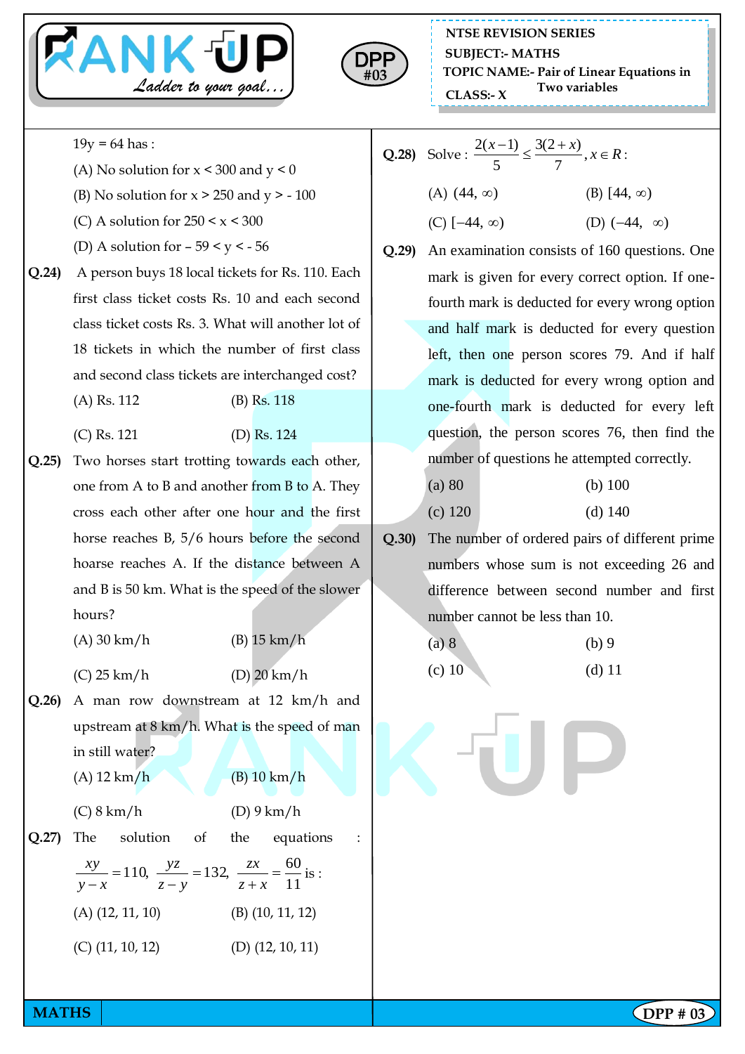19y = 64 has :

(A) No solution for x < 300 and y < 0

(B) No solution for x > 250 and y > - 100

(C) A solution for 250 < x < 300

(D) A solution for – 59 < y < - 56

**Q.24)** A person buys 18 local tickets for Rs. 110. Each first class ticket costs Rs. 10 and each second class ticket costs Rs. 3. What will another lot of 18 tickets in which the number of first class and second class tickets are interchanged cost?

(A) Rs. 112 (B) Rs. 118

(C) Rs. 121 (D) Rs. 124

**Q.25)** Two horses start trotting towards each other, one from A to B and another from B to A. They cross each other after one hour and the first horse reaches B, 5/6 hours before the second hoarse reaches A. If the distance between A and B is 50 km. What is the speed of the slower hours?

(A) 30 km/h (B) 15 km/h

(C) 25 km/h (D) 20 km/h

**Q.26)** A man row downstream at 12 km/h and upstream at 8 km/h. What is the speed of man in still water?

(A) 12 km/h (B) 10 km/h

(C) 8 km/h (D) 9 km/h

**Q.27)** The solution of the equations : $\frac{xy}{y-x}=110,\ \frac{yz}{z-y}=132,\ \frac{zx}{z+x}=\frac{60}{11}$ is :

(A) (12, 11, 10) (B) (10, 11, 12)

(C) (11, 10, 12) (D) (12, 10, 11)

**Q.28)** Solve : $\frac{2(x-1)}{5} \leq \frac{3(2+x)}{7}, x \in R:$

(A) $(44, \infty)$ (B) $[44, \infty)$

(C) $[-44, \infty)$ (D) $(-44, \infty)$

**Q.29)** An examination consists of 160 questions. One mark is given for every correct option. If one-fourth mark is deducted for every wrong option and half mark is deducted for every question left, then one person scores 79. And if half mark is deducted for every wrong option and one-fourth mark is deducted for every left question, the person scores 76, then find the number of questions he attempted correctly.

(a) 80 (b) 100

(c) 120 (d) 140

**Q.30)** The number of ordered pairs of different prime numbers whose sum is not exceeding 26 and difference between second number and first number cannot be less than 10.

(a) 8 (b) 9

(c) 10 (d) 11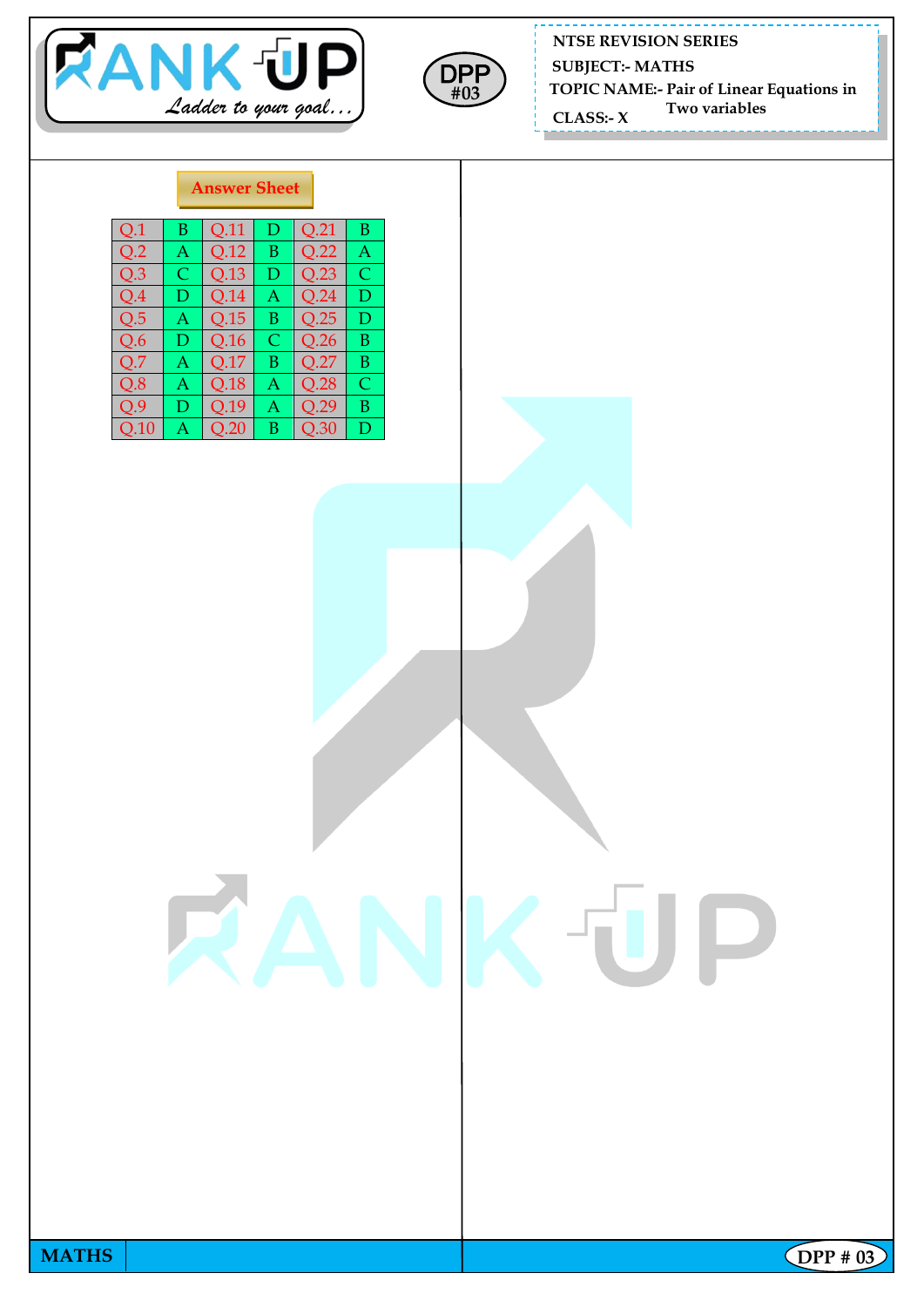NTSE REVISION SERIES
SUBJECT:- MATHS
TOPIC NAME:- Pair of Linear Equations in Two variables
CLASS:- X

## Answer Sheet

| | | | | | |
|---|---|---|---|---|---|
| Q.1 | B | Q.11 | D | Q.21 | B |
| Q.2 | A | Q.12 | B | Q.22 | A |
| Q.3 | C | Q.13 | D | Q.23 | C |
| Q.4 | D | Q.14 | A | Q.24 | D |
| Q.5 | A | Q.15 | B | Q.25 | D |
| Q.6 | D | Q.16 | C | Q.26 | B |
| Q.7 | A | Q.17 | B | Q.27 | B |
| Q.8 | A | Q.18 | A | Q.28 | C |
| Q.9 | D | Q.19 | A | Q.29 | B |
| Q.10 | A | Q.20 | B | Q.30 | D |